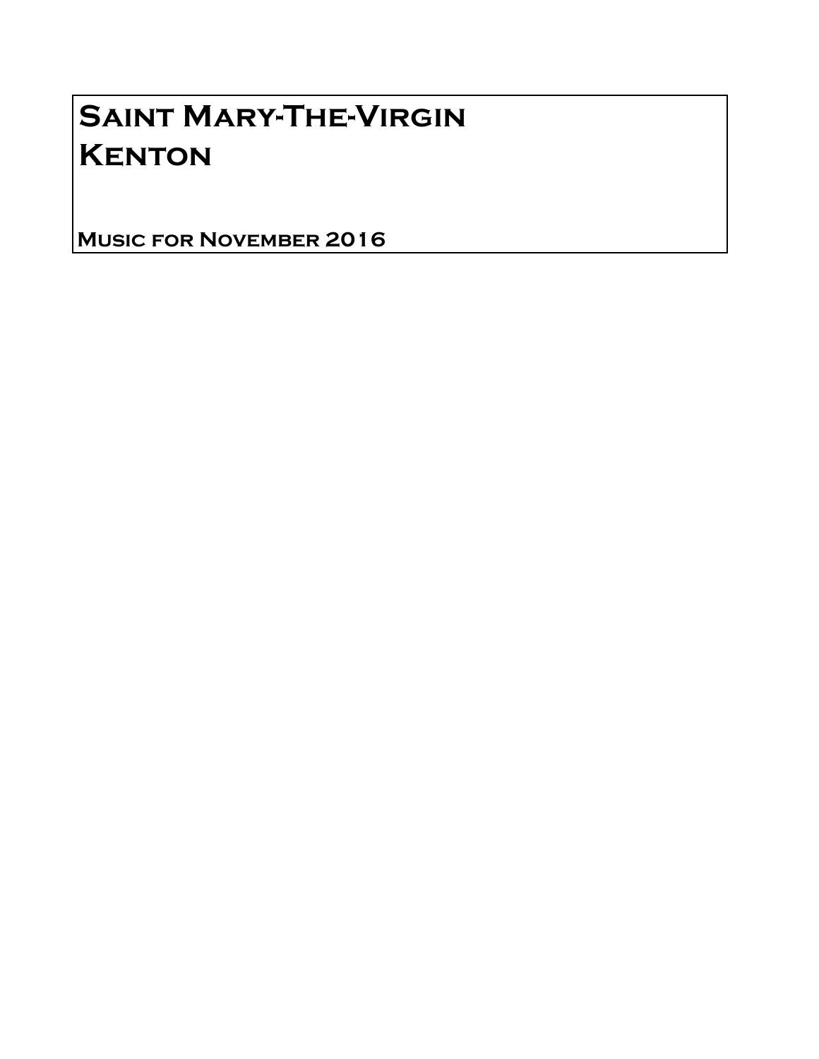# Saint Mary-The-Virgin
# Kenton

**Music for November 2016**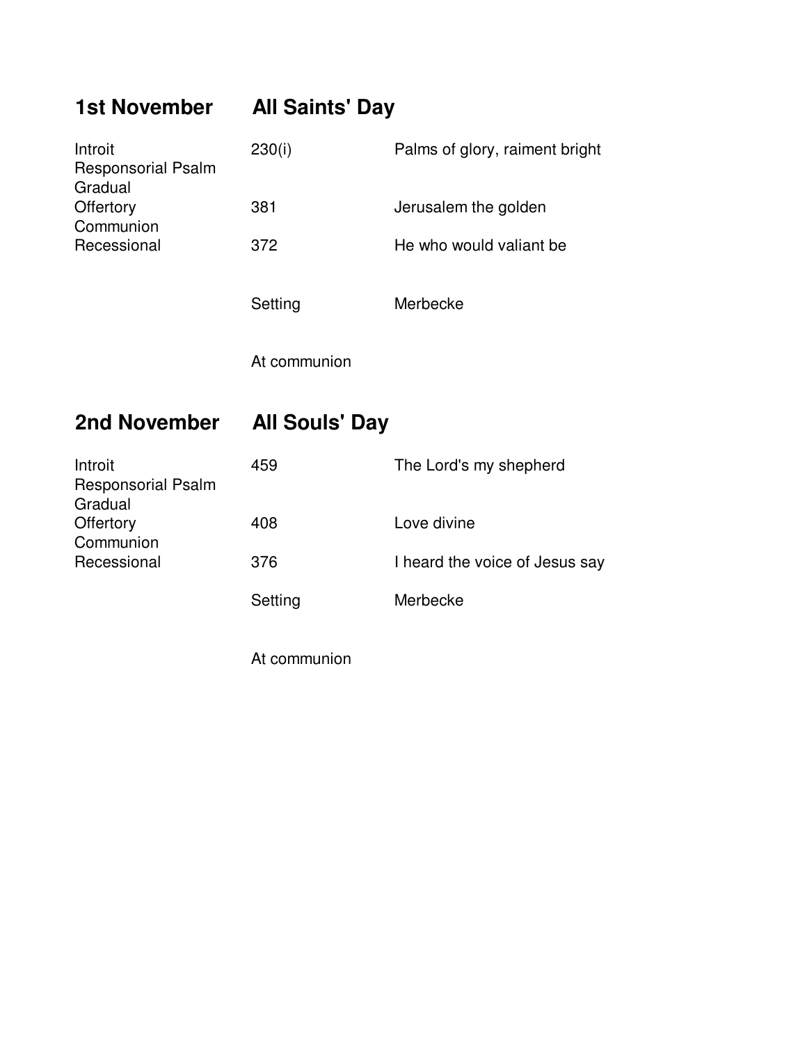## 1st November    All Saints' Day

| | | |
|---|---|---|
| Introit | 230(i) | Palms of glory, raiment bright |
| Responsorial Psalm | | |
| Gradual | | |
| Offertory | 381 | Jerusalem the golden |
| Communion | | |
| Recessional | 372 | He who would valiant be |
| | Setting | Merbecke |
| | At communion | |

## 2nd November    All Souls' Day

| | | |
|---|---|---|
| Introit | 459 | The Lord's my shepherd |
| Responsorial Psalm | | |
| Gradual | | |
| Offertory | 408 | Love divine |
| Communion | | |
| Recessional | 376 | I heard the voice of Jesus say |
| | Setting | Merbecke |
| | At communion | |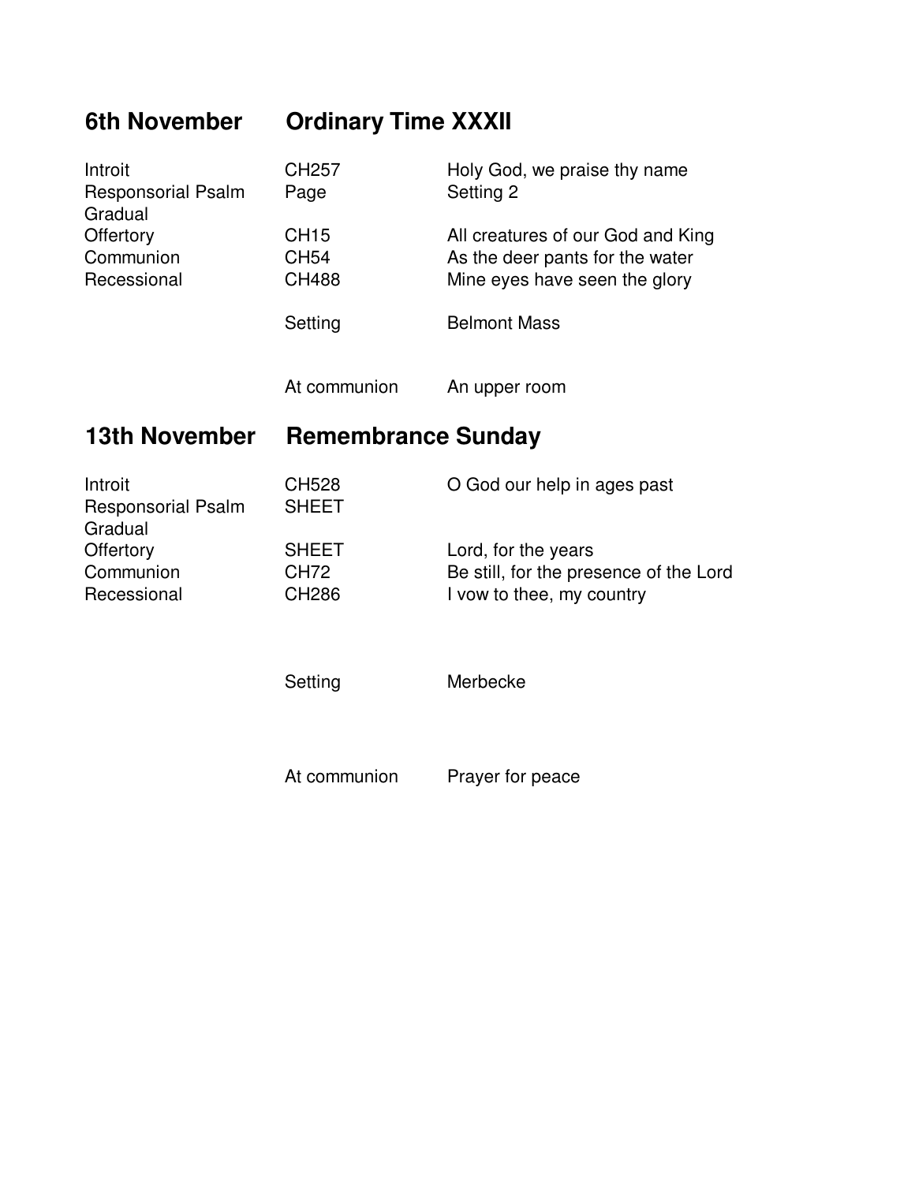## 6th November — Ordinary Time XXXII

| | | |
|---|---|---|
| Introit | CH257 | Holy God, we praise thy name |
| Responsorial Psalm | Page | Setting 2 |
| Gradual | | |
| Offertory | CH15 | All creatures of our God and King |
| Communion | CH54 | As the deer pants for the water |
| Recessional | CH488 | Mine eyes have seen the glory |
| | Setting | Belmont Mass |
| | At communion | An upper room |

## 13th November — Remembrance Sunday

| | | |
|---|---|---|
| Introit | CH528 | O God our help in ages past |
| Responsorial Psalm | SHEET | |
| Gradual | | |
| Offertory | SHEET | Lord, for the years |
| Communion | CH72 | Be still, for the presence of the Lord |
| Recessional | CH286 | I vow to thee, my country |
| | Setting | Merbecke |
| | At communion | Prayer for peace |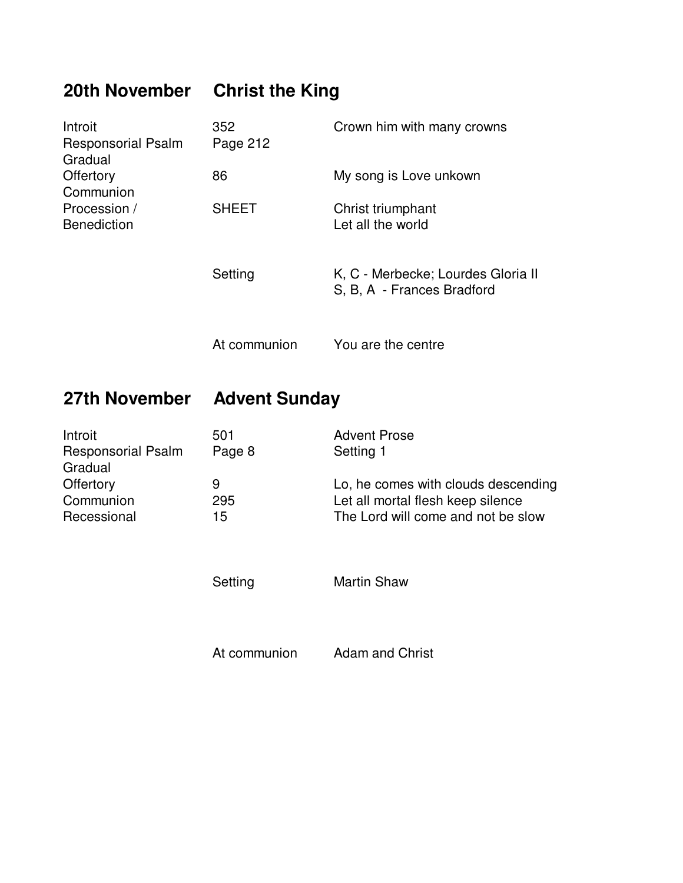## 20th November Christ the King

| | | |
|---|---|---|
| Introit | 352 | Crown him with many crowns |
| Responsorial Psalm | Page 212 | |
| Gradual | | |
| Offertory | 86 | My song is Love unkown |
| Communion | | |
| Procession / Benediction | SHEET | Christ triumphant<br>Let all the world |
| | Setting | K, C - Merbecke; Lourdes Gloria II<br>S, B, A - Frances Bradford |
| | At communion | You are the centre |

## 27th November Advent Sunday

| | | |
|---|---|---|
| Introit | 501 | Advent Prose |
| Responsorial Psalm | Page 8 | Setting 1 |
| Gradual | | |
| Offertory | 9 | Lo, he comes with clouds descending |
| Communion | 295 | Let all mortal flesh keep silence |
| Recessional | 15 | The Lord will come and not be slow |
| | Setting | Martin Shaw |
| | At communion | Adam and Christ |